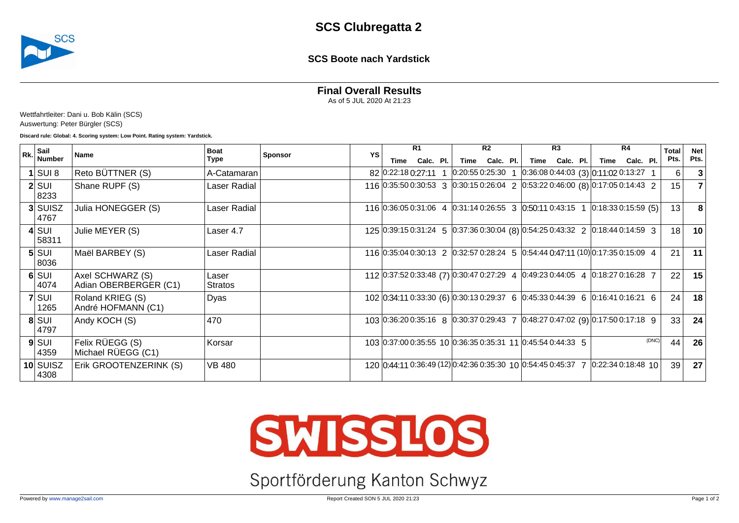# SCS Clubregatta 2

## SCS Boote nach Yardstick

### Final Overall Results

As of 5 JUL 2020 At 21:23

Wettfahrtleiter: Dani u. Bob Kälin (SCS)
Auswertung: Peter Bürgler (SCS)

**Discard rule: Global: 4. Scoring system: Low Point. Rating system: Yardstick.**

| Rk. | Sail Number | Name | Boat Type | Sponsor | YS | R1 | | | R2 | | | R3 | | | R4 | | | Total Pts. | Net Pts. |
|---|---|---|---|---|---|---|---|---|---|---|---|---|---|---|---|---|---|---|---|
| | | | | | | Time | Calc. | Pl. | Time | Calc. | Pl. | Time | Calc. | Pl. | Time | Calc. | Pl. | | |
| **1** | SUI 8 | Reto BÜTTNER (S) | A-Catamaran | | 82 | 0:22:18 | 0:27:11 | 1 | 0:20:55 | 0:25:30 | 1 | 0:36:08 | 0:44:03 | (3) | 0:11:02 | 0:13:27 | 1 | 6 | **3** |
| **2** | SUI 8233 | Shane RUPF (S) | Laser Radial | | 116 | 0:35:50 | 0:30:53 | 3 | 0:30:15 | 0:26:04 | 2 | 0:53:22 | 0:46:00 | (8) | 0:17:05 | 0:14:43 | 2 | 15 | **7** |
| **3** | SUISZ 4767 | Julia HONEGGER (S) | Laser Radial | | 116 | 0:36:05 | 0:31:06 | 4 | 0:31:14 | 0:26:55 | 3 | 0:50:11 | 0:43:15 | 1 | 0:18:33 | 0:15:59 | (5) | 13 | **8** |
| **4** | SUI 58311 | Julie MEYER (S) | Laser 4.7 | | 125 | 0:39:15 | 0:31:24 | 5 | 0:37:36 | 0:30:04 | (8) | 0:54:25 | 0:43:32 | 2 | 0:18:44 | 0:14:59 | 3 | 18 | **10** |
| **5** | SUI 8036 | Maël BARBEY (S) | Laser Radial | | 116 | 0:35:04 | 0:30:13 | 2 | 0:32:57 | 0:28:24 | 5 | 0:54:44 | 0:47:11 | (10) | 0:17:35 | 0:15:09 | 4 | 21 | **11** |
| **6** | SUI 4074 | Axel SCHWARZ (S)<br>Adian OBERBERGER (C1) | Laser Stratos | | 112 | 0:37:52 | 0:33:48 | (7) | 0:30:47 | 0:27:29 | 4 | 0:49:23 | 0:44:05 | 4 | 0:18:27 | 0:16:28 | 7 | 22 | **15** |
| **7** | SUI 1265 | Roland KRIEG (S)<br>André HOFMANN (C1) | Dyas | | 102 | 0:34:11 | 0:33:30 | (6) | 0:30:13 | 0:29:37 | 6 | 0:45:33 | 0:44:39 | 6 | 0:16:41 | 0:16:21 | 6 | 24 | **18** |
| **8** | SUI 4797 | Andy KOCH (S) | 470 | | 103 | 0:36:20 | 0:35:16 | 8 | 0:30:37 | 0:29:43 | 7 | 0:48:27 | 0:47:02 | (9) | 0:17:50 | 0:17:18 | 9 | 33 | **24** |
| **9** | SUI 4359 | Felix RÜEGG (S)<br>Michael RÜEGG (C1) | Korsar | | 103 | 0:37:00 | 0:35:55 | 10 | 0:36:35 | 0:35:31 | 11 | 0:45:54 | 0:44:33 | 5 | | | (DNC) | 44 | **26** |
| **10** | SUISZ 4308 | Erik GROOTENZERINK (S) | VB 480 | | 120 | 0:44:11 | 0:36:49 | (12) | 0:42:36 | 0:35:30 | 10 | 0:54:45 | 0:45:37 | 7 | 0:22:34 | 0:18:48 | 10 | 39 | **27** |

SWISSLOS

Sportförderung Kanton Schwyz

Powered by www.manage2sail.com

Report Created SON 5 JUL 2020 21:23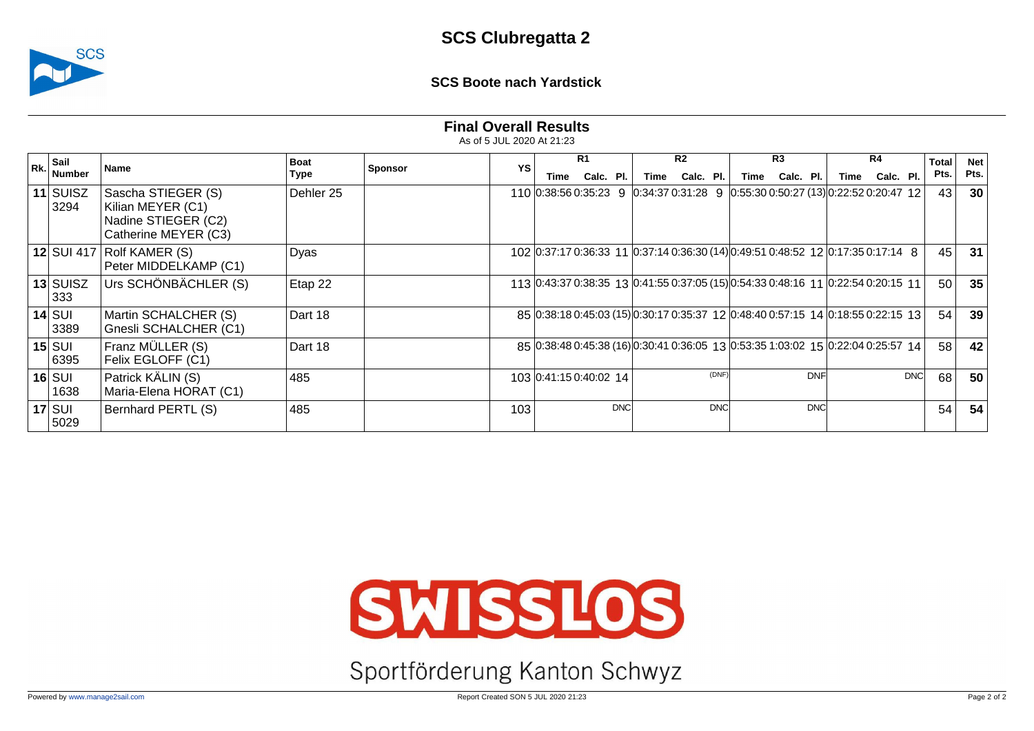# SCS Clubregatta 2

### SCS Boote nach Yardstick

## Final Overall Results

As of 5 JUL 2020 At 21:23

| Rk. | Sail Number | Name | Boat Type | Sponsor | YS | R1 | | | R2 | | | R3 | | | R4 | | | Total Pts. | Net Pts. |
|---|---|---|---|---|---|---|---|---|---|---|---|---|---|---|---|---|---|---|---|
| | | | | | | Time | Calc. | Pl. | Time | Calc. | Pl. | Time | Calc. | Pl. | Time | Calc. | Pl. | | |
| **11** | SUISZ 3294 | Sascha STIEGER (S)<br>Kilian MEYER (C1)<br>Nadine STIEGER (C2)<br>Catherine MEYER (C3) | Dehler 25 | | 110 | 0:38:56 | 0:35:23 | 9 | 0:34:37 | 0:31:28 | 9 | 0:55:30 | 0:50:27 | (13) | 0:22:52 | 0:20:47 | 12 | 43 | **30** |
| **12** | SUI 417 | Rolf KAMER (S)<br>Peter MIDDELKAMP (C1) | Dyas | | 102 | 0:37:17 | 0:36:33 | 11 | 0:37:14 | 0:36:30 | (14) | 0:49:51 | 0:48:52 | 12 | 0:17:35 | 0:17:14 | 8 | 45 | **31** |
| **13** | SUISZ 333 | Urs SCHÖNBÄCHLER (S) | Etap 22 | | 113 | 0:43:37 | 0:38:35 | 13 | 0:41:55 | 0:37:05 | (15) | 0:54:33 | 0:48:16 | 11 | 0:22:54 | 0:20:15 | 11 | 50 | **35** |
| **14** | SUI 3389 | Martin SCHALCHER (S)<br>Gnesli SCHALCHER (C1) | Dart 18 | | 85 | 0:38:18 | 0:45:03 | (15) | 0:30:17 | 0:35:37 | 12 | 0:48:40 | 0:57:15 | 14 | 0:18:55 | 0:22:15 | 13 | 54 | **39** |
| **15** | SUI 6395 | Franz MÜLLER (S)<br>Felix EGLOFF (C1) | Dart 18 | | 85 | 0:38:48 | 0:45:38 | (16) | 0:30:41 | 0:36:05 | 13 | 0:53:35 | 1:03:02 | 15 | 0:22:04 | 0:25:57 | 14 | 58 | **42** |
| **16** | SUI 1638 | Patrick KÄLIN (S)<br>Maria-Elena HORAT (C1) | 485 | | 103 | 0:41:15 | 0:40:02 | 14 | | | (DNF) | | | DNF | | | DNC | 68 | **50** |
| **17** | SUI 5029 | Bernhard PERTL (S) | 485 | | 103 | | | DNC | | | DNC | | | DNC | | | | 54 | **54** |

SWISSLOS

Sportförderung Kanton Schwyz

Powered by www.manage2sail.com

Report Created SON 5 JUL 2020 21:23